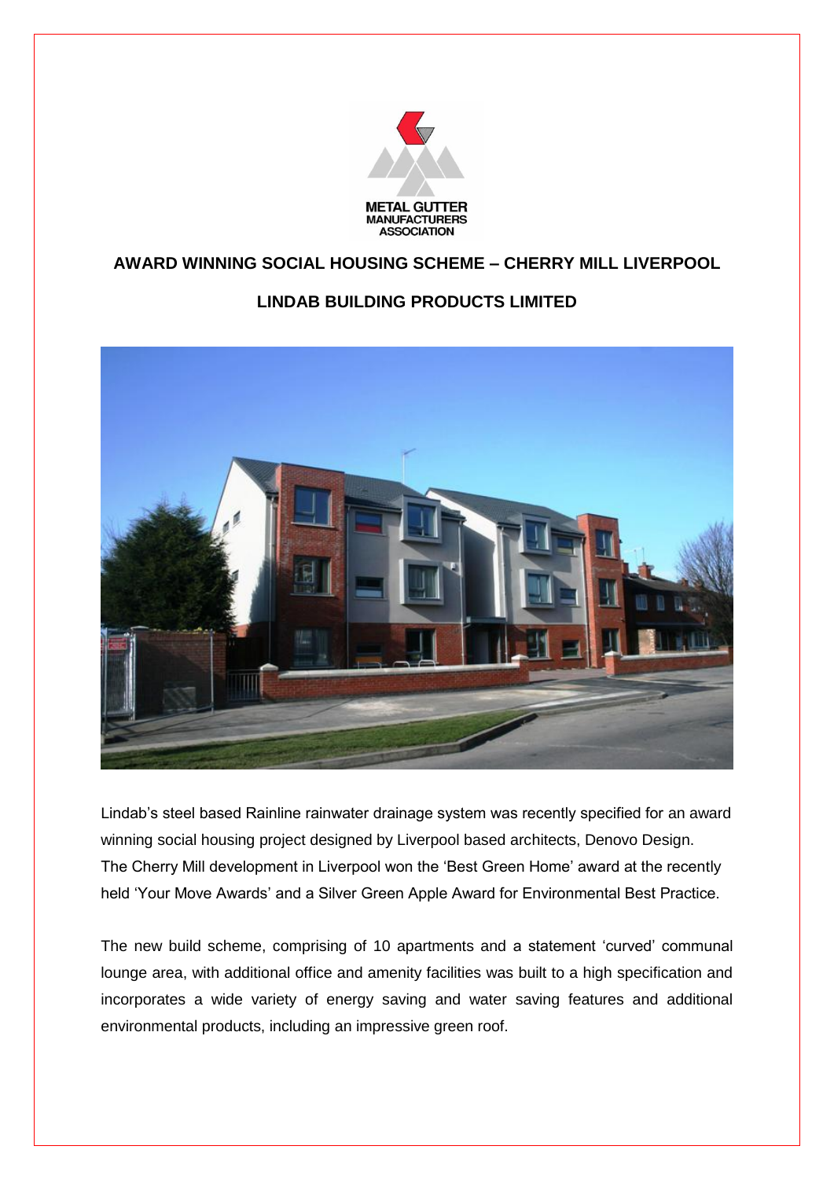METAL GUTTER MANUFACTURERS ASSOCIATION

## AWARD WINNING SOCIAL HOUSING SCHEME – CHERRY MILL LIVERPOOL

## LINDAB BUILDING PRODUCTS LIMITED

Lindab's steel based Rainline rainwater drainage system was recently specified for an award winning social housing project designed by Liverpool based architects, Denovo Design. The Cherry Mill development in Liverpool won the 'Best Green Home' award at the recently held 'Your Move Awards' and a Silver Green Apple Award for Environmental Best Practice.

The new build scheme, comprising of 10 apartments and a statement 'curved' communal lounge area, with additional office and amenity facilities was built to a high specification and incorporates a wide variety of energy saving and water saving features and additional environmental products, including an impressive green roof.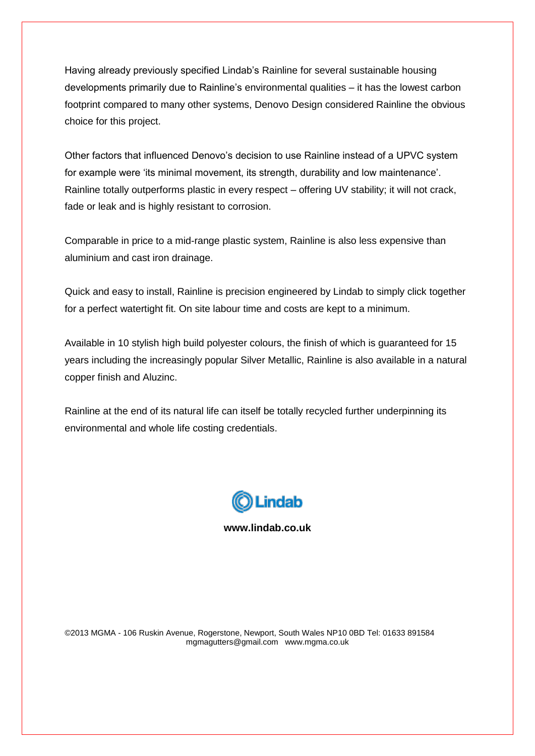Having already previously specified Lindab's Rainline for several sustainable housing developments primarily due to Rainline's environmental qualities – it has the lowest carbon footprint compared to many other systems, Denovo Design considered Rainline the obvious choice for this project.

Other factors that influenced Denovo's decision to use Rainline instead of a UPVC system for example were 'its minimal movement, its strength, durability and low maintenance'. Rainline totally outperforms plastic in every respect – offering UV stability; it will not crack, fade or leak and is highly resistant to corrosion.

Comparable in price to a mid-range plastic system, Rainline is also less expensive than aluminium and cast iron drainage.

Quick and easy to install, Rainline is precision engineered by Lindab to simply click together for a perfect watertight fit. On site labour time and costs are kept to a minimum.

Available in 10 stylish high build polyester colours, the finish of which is guaranteed for 15 years including the increasingly popular Silver Metallic, Rainline is also available in a natural copper finish and Aluzinc.

Rainline at the end of its natural life can itself be totally recycled further underpinning its environmental and whole life costing credentials.

Lindab

**www.lindab.co.uk**

©2013 MGMA - 106 Ruskin Avenue, Rogerstone, Newport, South Wales NP10 0BD Tel: 01633 891584
mgmagutters@gmail.com www.mgma.co.uk